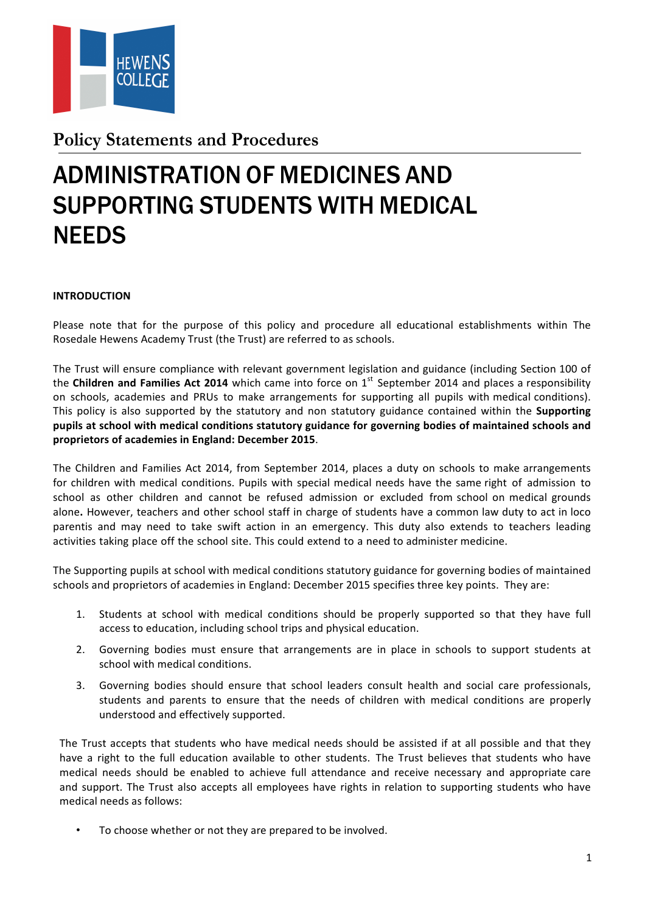Policy Statements and Procedures

# ADMINISTRATION OF MEDICINES AND SUPPORTING STUDENTS WITH MEDICAL NEEDS

**INTRODUCTION**

Please note that for the purpose of this policy and procedure all educational establishments within The Rosedale Hewens Academy Trust (the Trust) are referred to as schools.

The Trust will ensure compliance with relevant government legislation and guidance (including Section 100 of the **Children and Families Act 2014** which came into force on 1st September 2014 and places a responsibility on schools, academies and PRUs to make arrangements for supporting all pupils with medical conditions). This policy is also supported by the statutory and non statutory guidance contained within the **Supporting pupils at school with medical conditions statutory guidance for governing bodies of maintained schools and proprietors of academies in England: December 2015**.

The Children and Families Act 2014, from September 2014, places a duty on schools to make arrangements for children with medical conditions. Pupils with special medical needs have the same right of admission to school as other children and cannot be refused admission or excluded from school on medical grounds alone**.** However, teachers and other school staff in charge of students have a common law duty to act in loco parentis and may need to take swift action in an emergency. This duty also extends to teachers leading activities taking place off the school site. This could extend to a need to administer medicine.

The Supporting pupils at school with medical conditions statutory guidance for governing bodies of maintained schools and proprietors of academies in England: December 2015 specifies three key points. They are:

1. Students at school with medical conditions should be properly supported so that they have full access to education, including school trips and physical education.
2. Governing bodies must ensure that arrangements are in place in schools to support students at school with medical conditions.
3. Governing bodies should ensure that school leaders consult health and social care professionals, students and parents to ensure that the needs of children with medical conditions are properly understood and effectively supported.

The Trust accepts that students who have medical needs should be assisted if at all possible and that they have a right to the full education available to other students. The Trust believes that students who have medical needs should be enabled to achieve full attendance and receive necessary and appropriate care and support. The Trust also accepts all employees have rights in relation to supporting students who have medical needs as follows:

- To choose whether or not they are prepared to be involved.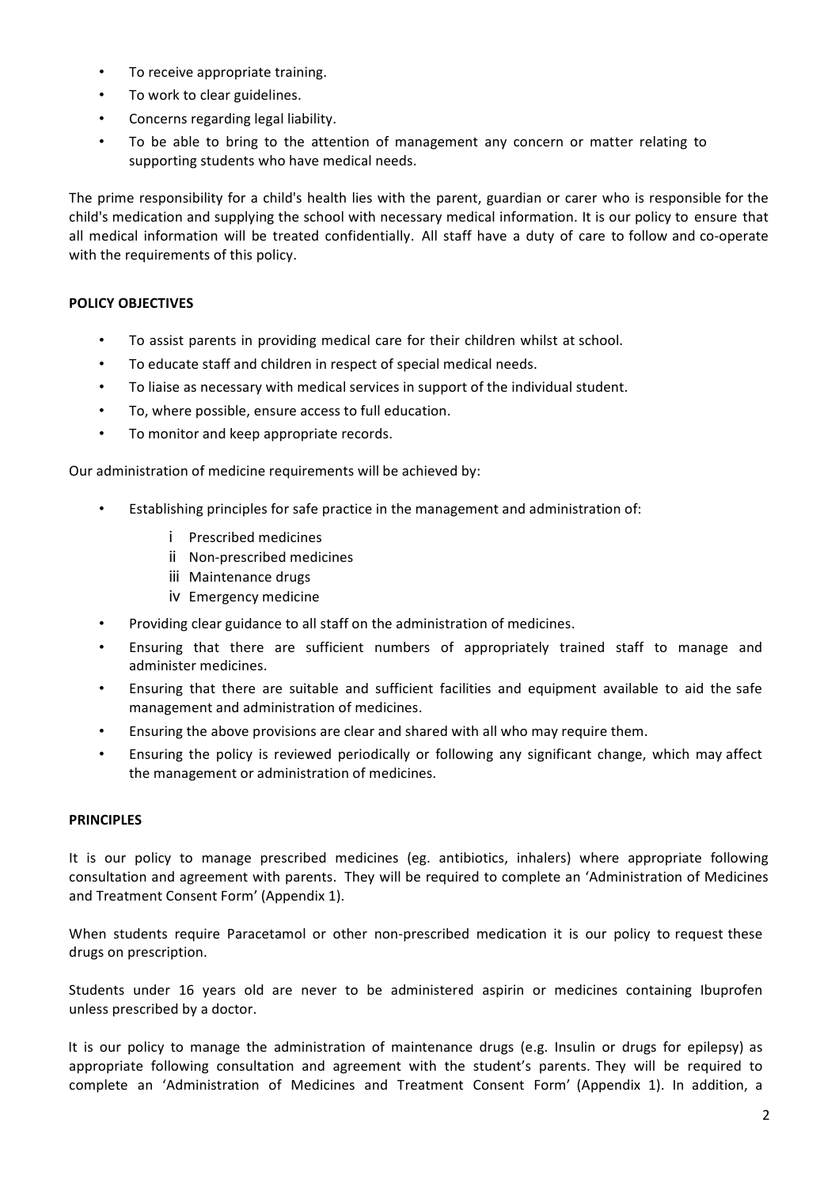- To receive appropriate training.
- To work to clear guidelines.
- Concerns regarding legal liability.
- To be able to bring to the attention of management any concern or matter relating to supporting students who have medical needs.

The prime responsibility for a child's health lies with the parent, guardian or carer who is responsible for the child's medication and supplying the school with necessary medical information. It is our policy to ensure that all medical information will be treated confidentially. All staff have a duty of care to follow and co-operate with the requirements of this policy.

**POLICY OBJECTIVES**

- To assist parents in providing medical care for their children whilst at school.
- To educate staff and children in respect of special medical needs.
- To liaise as necessary with medical services in support of the individual student.
- To, where possible, ensure access to full education.
- To monitor and keep appropriate records.

Our administration of medicine requirements will be achieved by:

- Establishing principles for safe practice in the management and administration of:
  - i Prescribed medicines
  - ii Non-prescribed medicines
  - iii Maintenance drugs
  - iv Emergency medicine
- Providing clear guidance to all staff on the administration of medicines.
- Ensuring that there are sufficient numbers of appropriately trained staff to manage and administer medicines.
- Ensuring that there are suitable and sufficient facilities and equipment available to aid the safe management and administration of medicines.
- Ensuring the above provisions are clear and shared with all who may require them.
- Ensuring the policy is reviewed periodically or following any significant change, which may affect the management or administration of medicines.

**PRINCIPLES**

It is our policy to manage prescribed medicines (eg. antibiotics, inhalers) where appropriate following consultation and agreement with parents. They will be required to complete an 'Administration of Medicines and Treatment Consent Form' (Appendix 1).

When students require Paracetamol or other non-prescribed medication it is our policy to request these drugs on prescription.

Students under 16 years old are never to be administered aspirin or medicines containing Ibuprofen unless prescribed by a doctor.

It is our policy to manage the administration of maintenance drugs (e.g. Insulin or drugs for epilepsy) as appropriate following consultation and agreement with the student's parents. They will be required to complete an 'Administration of Medicines and Treatment Consent Form' (Appendix 1). In addition, a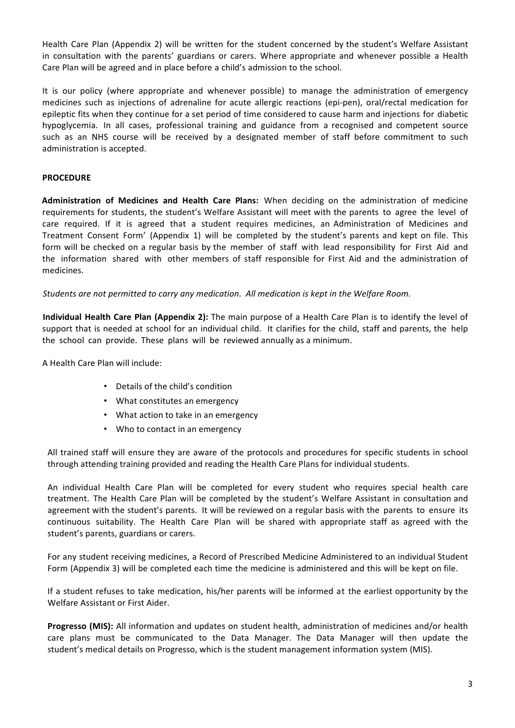Health Care Plan (Appendix 2) will be written for the student concerned by the student's Welfare Assistant in consultation with the parents' guardians or carers. Where appropriate and whenever possible a Health Care Plan will be agreed and in place before a child's admission to the school.

It is our policy (where appropriate and whenever possible) to manage the administration of emergency medicines such as injections of adrenaline for acute allergic reactions (epi-pen), oral/rectal medication for epileptic fits when they continue for a set period of time considered to cause harm and injections for diabetic hypoglycemia. In all cases, professional training and guidance from a recognised and competent source such as an NHS course will be received by a designated member of staff before commitment to such administration is accepted.

**PROCEDURE**

**Administration of Medicines and Health Care Plans:** When deciding on the administration of medicine requirements for students, the student's Welfare Assistant will meet with the parents to agree the level of care required. If it is agreed that a student requires medicines, an Administration of Medicines and Treatment Consent Form' (Appendix 1) will be completed by the student's parents and kept on file. This form will be checked on a regular basis by the member of staff with lead responsibility for First Aid and the information shared with other members of staff responsible for First Aid and the administration of medicines.

*Students are not permitted to carry any medication. All medication is kept in the Welfare Room.*

**Individual Health Care Plan (Appendix 2):** The main purpose of a Health Care Plan is to identify the level of support that is needed at school for an individual child. It clarifies for the child, staff and parents, the help the school can provide. These plans will be reviewed annually as a minimum.

A Health Care Plan will include:

- Details of the child's condition
- What constitutes an emergency
- What action to take in an emergency
- Who to contact in an emergency

All trained staff will ensure they are aware of the protocols and procedures for specific students in school through attending training provided and reading the Health Care Plans for individual students.

An individual Health Care Plan will be completed for every student who requires special health care treatment. The Health Care Plan will be completed by the student's Welfare Assistant in consultation and agreement with the student's parents. It will be reviewed on a regular basis with the parents to ensure its continuous suitability. The Health Care Plan will be shared with appropriate staff as agreed with the student's parents, guardians or carers.

For any student receiving medicines, a Record of Prescribed Medicine Administered to an individual Student Form (Appendix 3) will be completed each time the medicine is administered and this will be kept on file.

If a student refuses to take medication, his/her parents will be informed at the earliest opportunity by the Welfare Assistant or First Aider.

**Progresso (MIS):** All information and updates on student health, administration of medicines and/or health care plans must be communicated to the Data Manager. The Data Manager will then update the student's medical details on Progresso, which is the student management information system (MIS).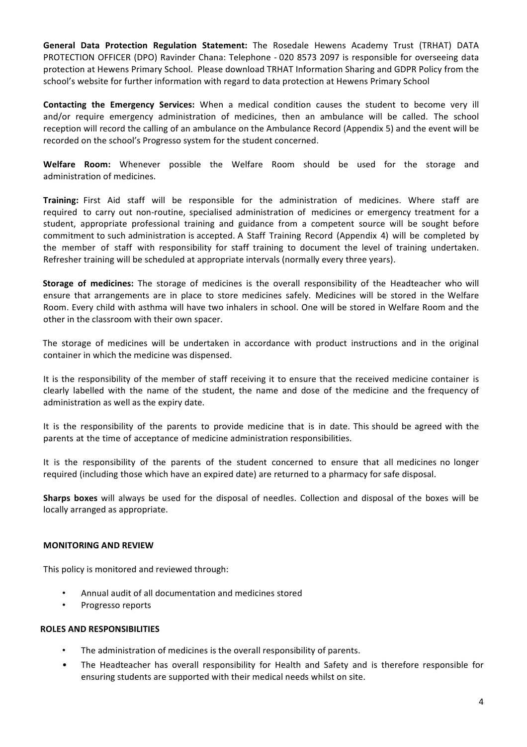**General Data Protection Regulation Statement:** The Rosedale Hewens Academy Trust (TRHAT) DATA PROTECTION OFFICER (DPO) Ravinder Chana: Telephone - 020 8573 2097 is responsible for overseeing data protection at Hewens Primary School. Please download TRHAT Information Sharing and GDPR Policy from the school's website for further information with regard to data protection at Hewens Primary School

**Contacting the Emergency Services:** When a medical condition causes the student to become very ill and/or require emergency administration of medicines, then an ambulance will be called. The school reception will record the calling of an ambulance on the Ambulance Record (Appendix 5) and the event will be recorded on the school's Progresso system for the student concerned.

**Welfare Room:** Whenever possible the Welfare Room should be used for the storage and administration of medicines.

**Training:** First Aid staff will be responsible for the administration of medicines. Where staff are required to carry out non-routine, specialised administration of medicines or emergency treatment for a student, appropriate professional training and guidance from a competent source will be sought before commitment to such administration is accepted. A Staff Training Record (Appendix 4) will be completed by the member of staff with responsibility for staff training to document the level of training undertaken. Refresher training will be scheduled at appropriate intervals (normally every three years).

**Storage of medicines:** The storage of medicines is the overall responsibility of the Headteacher who will ensure that arrangements are in place to store medicines safely. Medicines will be stored in the Welfare Room. Every child with asthma will have two inhalers in school. One will be stored in Welfare Room and the other in the classroom with their own spacer.

The storage of medicines will be undertaken in accordance with product instructions and in the original container in which the medicine was dispensed.

It is the responsibility of the member of staff receiving it to ensure that the received medicine container is clearly labelled with the name of the student, the name and dose of the medicine and the frequency of administration as well as the expiry date.

It is the responsibility of the parents to provide medicine that is in date. This should be agreed with the parents at the time of acceptance of medicine administration responsibilities.

It is the responsibility of the parents of the student concerned to ensure that all medicines no longer required (including those which have an expired date) are returned to a pharmacy for safe disposal.

**Sharps boxes** will always be used for the disposal of needles. Collection and disposal of the boxes will be locally arranged as appropriate.

## MONITORING AND REVIEW

This policy is monitored and reviewed through:

- Annual audit of all documentation and medicines stored
- Progresso reports

## ROLES AND RESPONSIBILITIES

- The administration of medicines is the overall responsibility of parents.
- The Headteacher has overall responsibility for Health and Safety and is therefore responsible for ensuring students are supported with their medical needs whilst on site.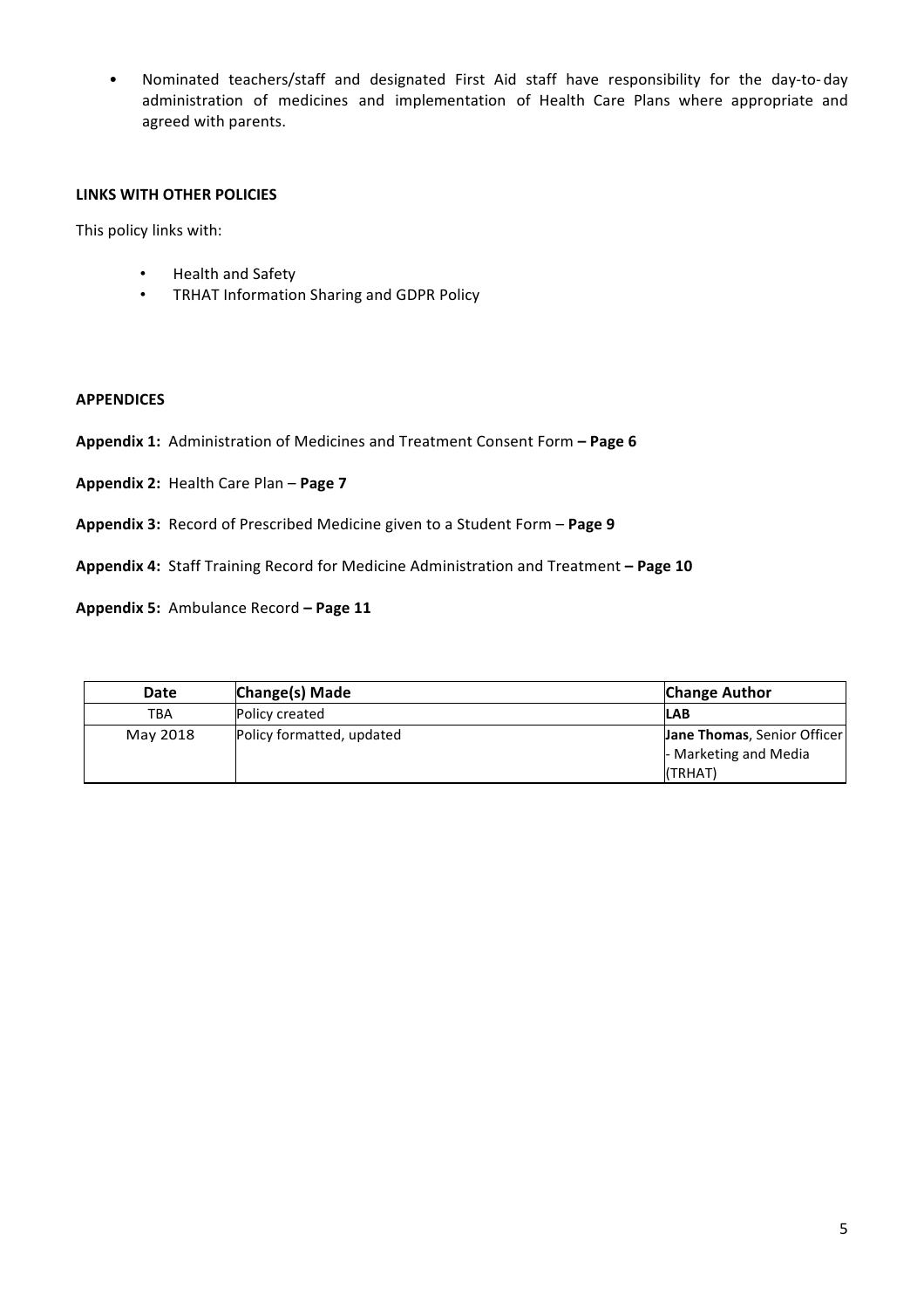- Nominated teachers/staff and designated First Aid staff have responsibility for the day-to-day administration of medicines and implementation of Health Care Plans where appropriate and agreed with parents.

**LINKS WITH OTHER POLICIES**

This policy links with:

- Health and Safety
- TRHAT Information Sharing and GDPR Policy

**APPENDICES**

**Appendix 1:** Administration of Medicines and Treatment Consent Form **– Page 6**

**Appendix 2:** Health Care Plan – **Page 7**

**Appendix 3:** Record of Prescribed Medicine given to a Student Form – **Page 9**

**Appendix 4:** Staff Training Record for Medicine Administration and Treatment **– Page 10**

**Appendix 5:** Ambulance Record **– Page 11**

| Date | Change(s) Made | Change Author |
|---|---|---|
| TBA | Policy created | **LAB** |
| May 2018 | Policy formatted, updated | **Jane Thomas**, Senior Officer - Marketing and Media (TRHAT) |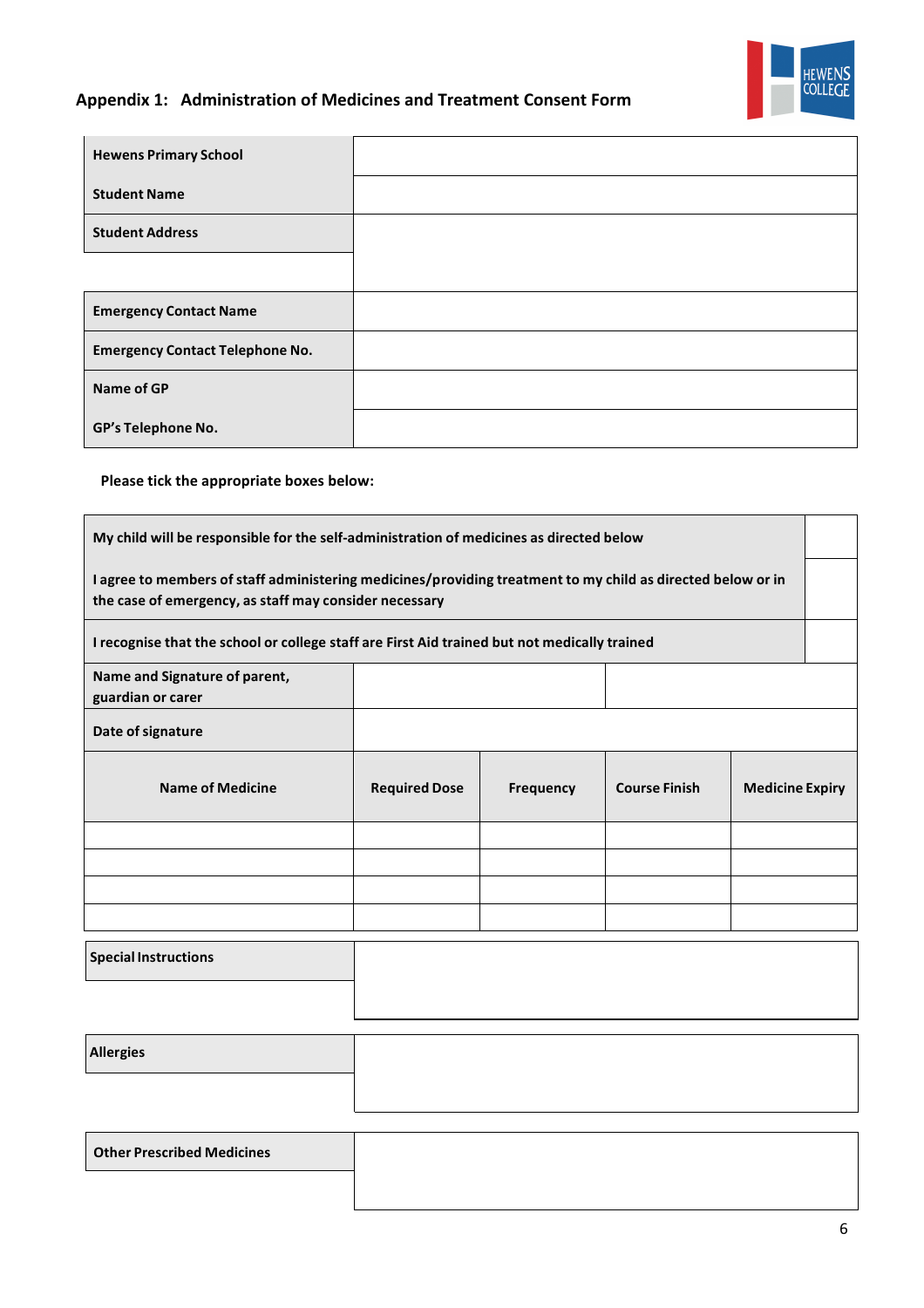## Appendix 1: Administration of Medicines and Treatment Consent Form

| | |
|---|---|
| **Hewens Primary School** | |
| **Student Name** | |
| **Student Address** | |
| | |
| **Emergency Contact Name** | |
| **Emergency Contact Telephone No.** | |
| **Name of GP** | |
| **GP's Telephone No.** | |

**Please tick the appropriate boxes below:**

| | |
|---|---|
| **My child will be responsible for the self-administration of medicines as directed below** | |
| **I agree to members of staff administering medicines/providing treatment to my child as directed below or in the case of emergency, as staff may consider necessary** | |
| **I recognise that the school or college staff are First Aid trained but not medically trained** | |

| | | |
|---|---|---|
| **Name and Signature of parent, guardian or carer** | | |
| **Date of signature** | | |

| Name of Medicine | Required Dose | Frequency | Course Finish | Medicine Expiry |
|---|---|---|---|---|
| | | | | |
| | | | | |
| | | | | |
| | | | | |

| | |
|---|---|
| **Special Instructions** | |

| | |
|---|---|
| **Allergies** | |

| | |
|---|---|
| **Other Prescribed Medicines** | |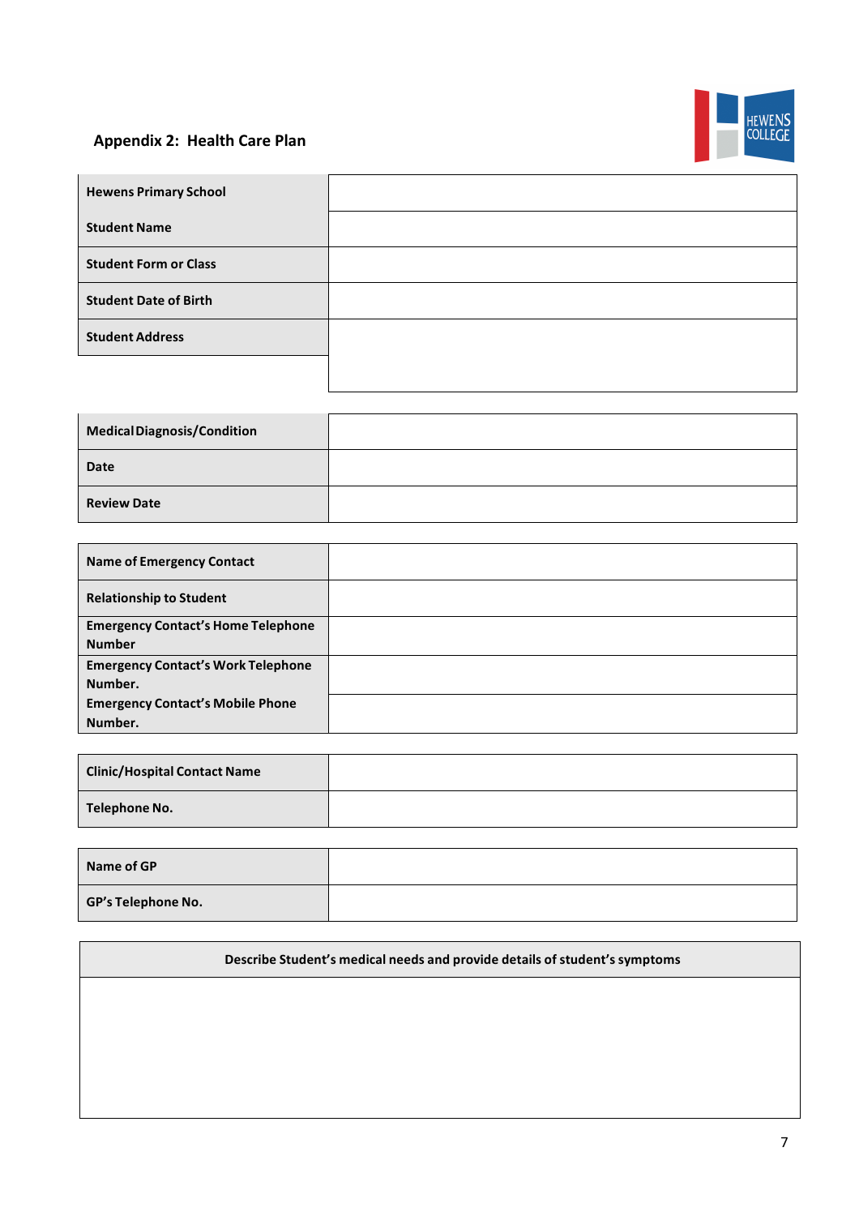## Appendix 2: Health Care Plan

| | |
|---|---|
| **Hewens Primary School** | |
| **Student Name** | |
| **Student Form or Class** | |
| **Student Date of Birth** | |
| **Student Address** | |

| | |
|---|---|
| **Medical Diagnosis/Condition** | |
| **Date** | |
| **Review Date** | |

| | |
|---|---|
| **Name of Emergency Contact** | |
| **Relationship to Student** | |
| **Emergency Contact's Home Telephone Number** | |
| **Emergency Contact's Work Telephone Number.** | |
| **Emergency Contact's Mobile Phone Number.** | |

| | |
|---|---|
| **Clinic/Hospital Contact Name** | |
| **Telephone No.** | |

| | |
|---|---|
| **Name of GP** | |
| **GP's Telephone No.** | |

| **Describe Student's medical needs and provide details of student's symptoms** |
|---|
| |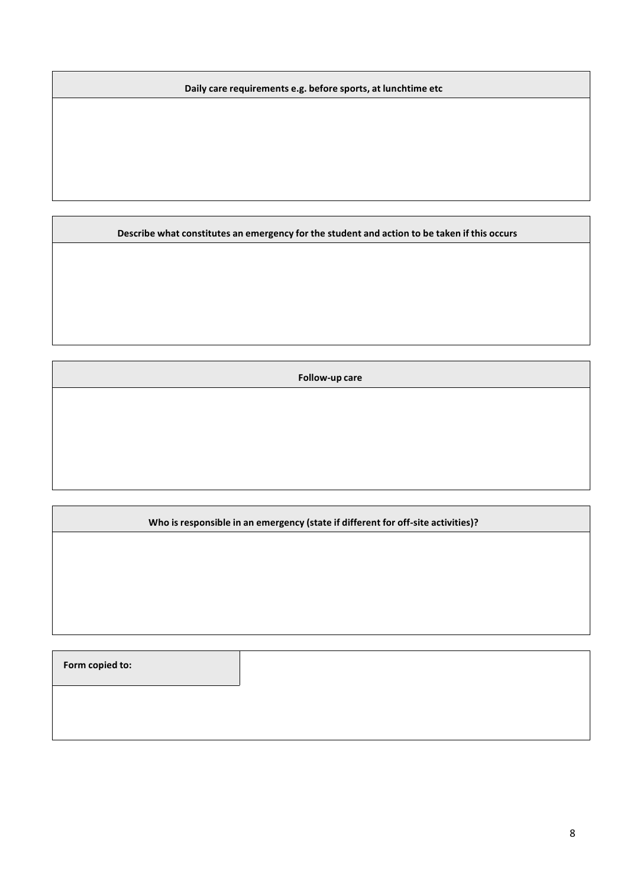| Daily care requirements e.g. before sports, at lunchtime etc |
| --- |
| |

| Describe what constitutes an emergency for the student and action to be taken if this occurs |
| --- |
| |

| Follow-up care |
| --- |
| |

| Who is responsible in an emergency (state if different for off-site activities)? |
| --- |
| |

| Form copied to: | |
| --- | --- |
| | |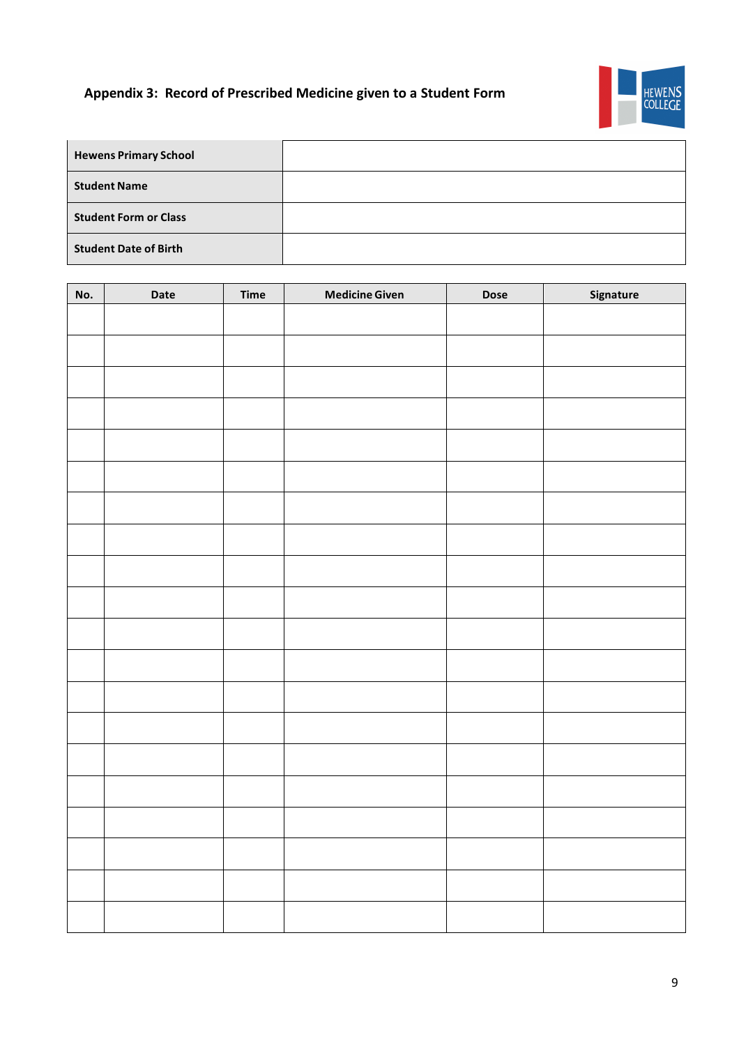## Appendix 3: Record of Prescribed Medicine given to a Student Form

| **Hewens Primary School** | |
|---|---|
| **Student Name** | |
| **Student Form or Class** | |
| **Student Date of Birth** | |

| No. | Date | Time | Medicine Given | Dose | Signature |
|---|---|---|---|---|---|
| | | | | | |
| | | | | | |
| | | | | | |
| | | | | | |
| | | | | | |
| | | | | | |
| | | | | | |
| | | | | | |
| | | | | | |
| | | | | | |
| | | | | | |
| | | | | | |
| | | | | | |
| | | | | | |
| | | | | | |
| | | | | | |
| | | | | | |
| | | | | | |
| | | | | | |
| | | | | | |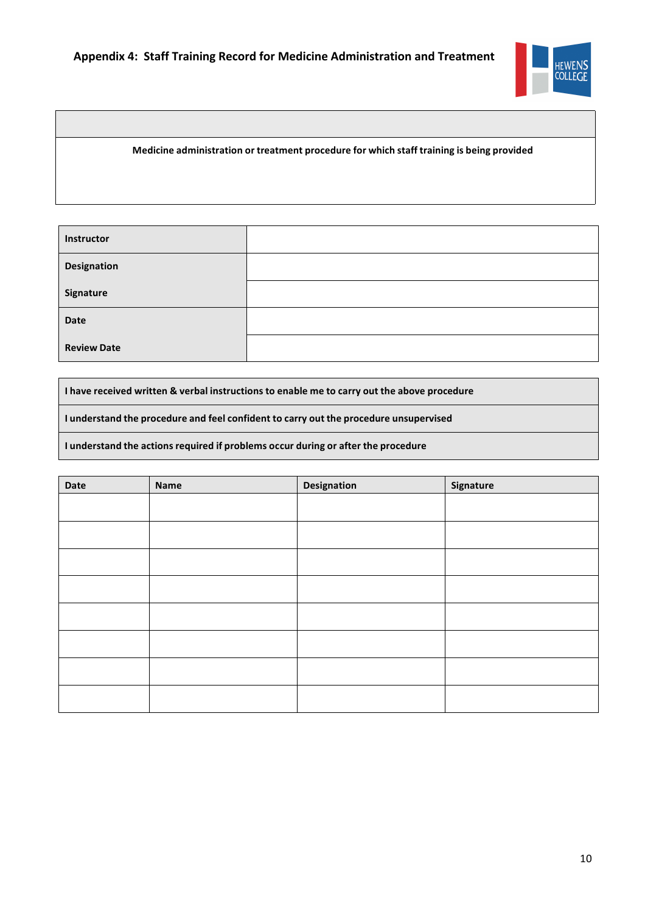## Appendix 4: Staff Training Record for Medicine Administration and Treatment

HEWENS COLLEGE

| |
|---|
| **Medicine administration or treatment procedure for which staff training is being provided** |
| |

| | |
|---|---|
| **Instructor** | |
| **Designation** | |
| **Signature** | |
| **Date** | |
| **Review Date** | |

| |
|---|
| **I have received written & verbal instructions to enable me to carry out the above procedure** |
| **I understand the procedure and feel confident to carry out the procedure unsupervised** |
| **I understand the actions required if problems occur during or after the procedure** |

| Date | Name | Designation | Signature |
|---|---|---|---|
| | | | |
| | | | |
| | | | |
| | | | |
| | | | |
| | | | |
| | | | |
| | | | |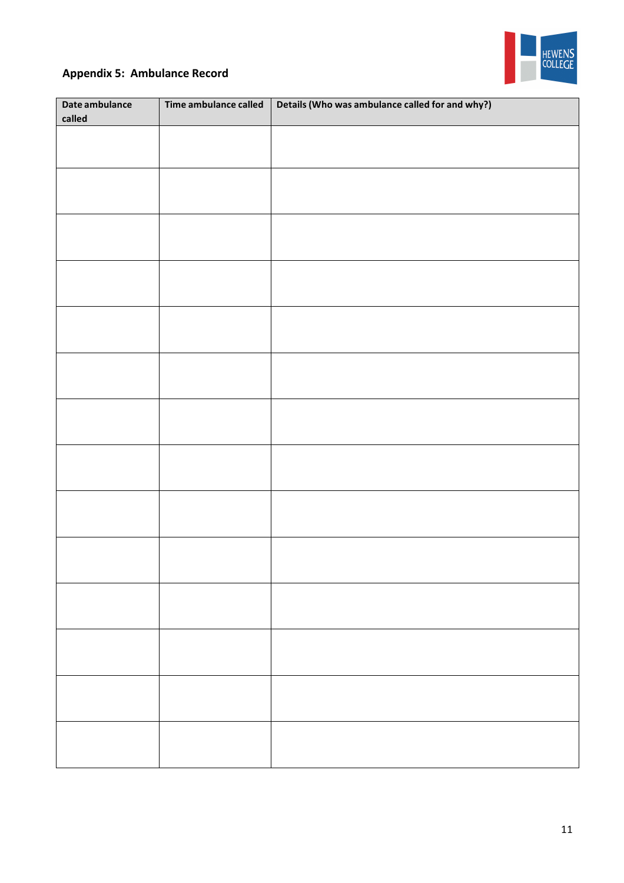## Appendix 5: Ambulance Record

| Date ambulance called | Time ambulance called | Details (Who was ambulance called for and why?) |
|---|---|---|
| | | |
| | | |
| | | |
| | | |
| | | |
| | | |
| | | |
| | | |
| | | |
| | | |
| | | |
| | | |
| | | |
| | | |